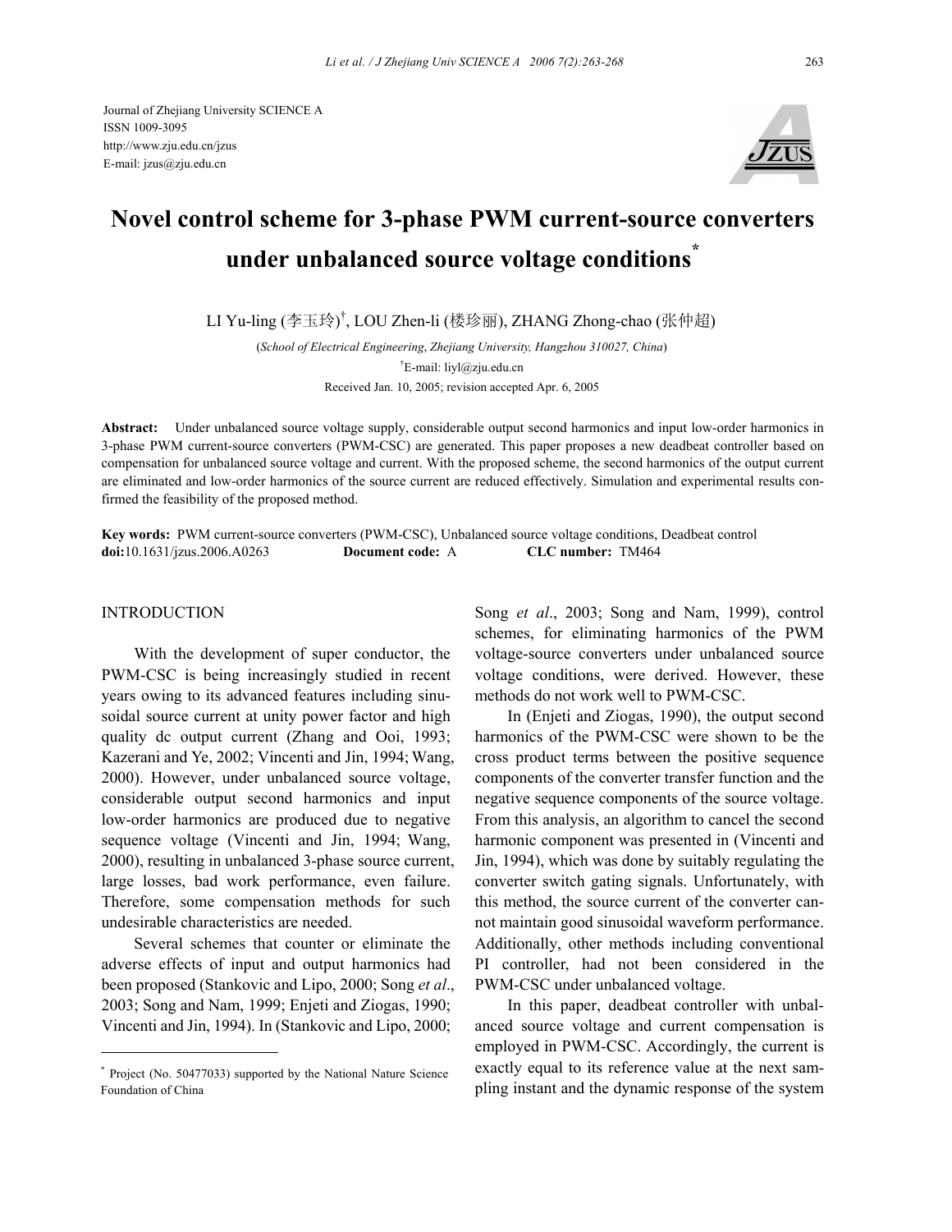Journal of Zhejiang University SCIENCE A
ISSN 1009-3095
http://www.zju.edu.cn/jzus
E-mail: jzus@zju.edu.cn

# Novel control scheme for 3-phase PWM current-source converters under unbalanced source voltage conditions*

LI Yu-ling (李玉玲)†, LOU Zhen-li (楼珍丽), ZHANG Zhong-chao (张仲超)

(*School of Electrical Engineering*, *Zhejiang University, Hangzhou 310027, China*)

†E-mail: liyl@zju.edu.cn

Received Jan. 10, 2005; revision accepted Apr. 6, 2005

**Abstract:** Under unbalanced source voltage supply, considerable output second harmonics and input low-order harmonics in 3-phase PWM current-source converters (PWM-CSC) are generated. This paper proposes a new deadbeat controller based on compensation for unbalanced source voltage and current. With the proposed scheme, the second harmonics of the output current are eliminated and low-order harmonics of the source current are reduced effectively. Simulation and experimental results confirmed the feasibility of the proposed method.

**Key words:** PWM current-source converters (PWM-CSC), Unbalanced source voltage conditions, Deadbeat control
**doi:**10.1631/jzus.2006.A0263 **Document code:** A **CLC number:** TM464

## INTRODUCTION

With the development of super conductor, the PWM-CSC is being increasingly studied in recent years owing to its advanced features including sinusoidal source current at unity power factor and high quality dc output current (Zhang and Ooi, 1993; Kazerani and Ye, 2002; Vincenti and Jin, 1994; Wang, 2000). However, under unbalanced source voltage, considerable output second harmonics and input low-order harmonics are produced due to negative sequence voltage (Vincenti and Jin, 1994; Wang, 2000), resulting in unbalanced 3-phase source current, large losses, bad work performance, even failure. Therefore, some compensation methods for such undesirable characteristics are needed.

Several schemes that counter or eliminate the adverse effects of input and output harmonics had been proposed (Stankovic and Lipo, 2000; Song *et al*., 2003; Song and Nam, 1999; Enjeti and Ziogas, 1990; Vincenti and Jin, 1994). In (Stankovic and Lipo, 2000; Song *et al*., 2003; Song and Nam, 1999), control schemes, for eliminating harmonics of the PWM voltage-source converters under unbalanced source voltage conditions, were derived. However, these methods do not work well to PWM-CSC.

In (Enjeti and Ziogas, 1990), the output second harmonics of the PWM-CSC were shown to be the cross product terms between the positive sequence components of the converter transfer function and the negative sequence components of the source voltage. From this analysis, an algorithm to cancel the second harmonic component was presented in (Vincenti and Jin, 1994), which was done by suitably regulating the converter switch gating signals. Unfortunately, with this method, the source current of the converter cannot maintain good sinusoidal waveform performance. Additionally, other methods including conventional PI controller, had not been considered in the PWM-CSC under unbalanced voltage.

In this paper, deadbeat controller with unbalanced source voltage and current compensation is employed in PWM-CSC. Accordingly, the current is exactly equal to its reference value at the next sampling instant and the dynamic response of the system

* Project (No. 50477033) supported by the National Nature Science Foundation of China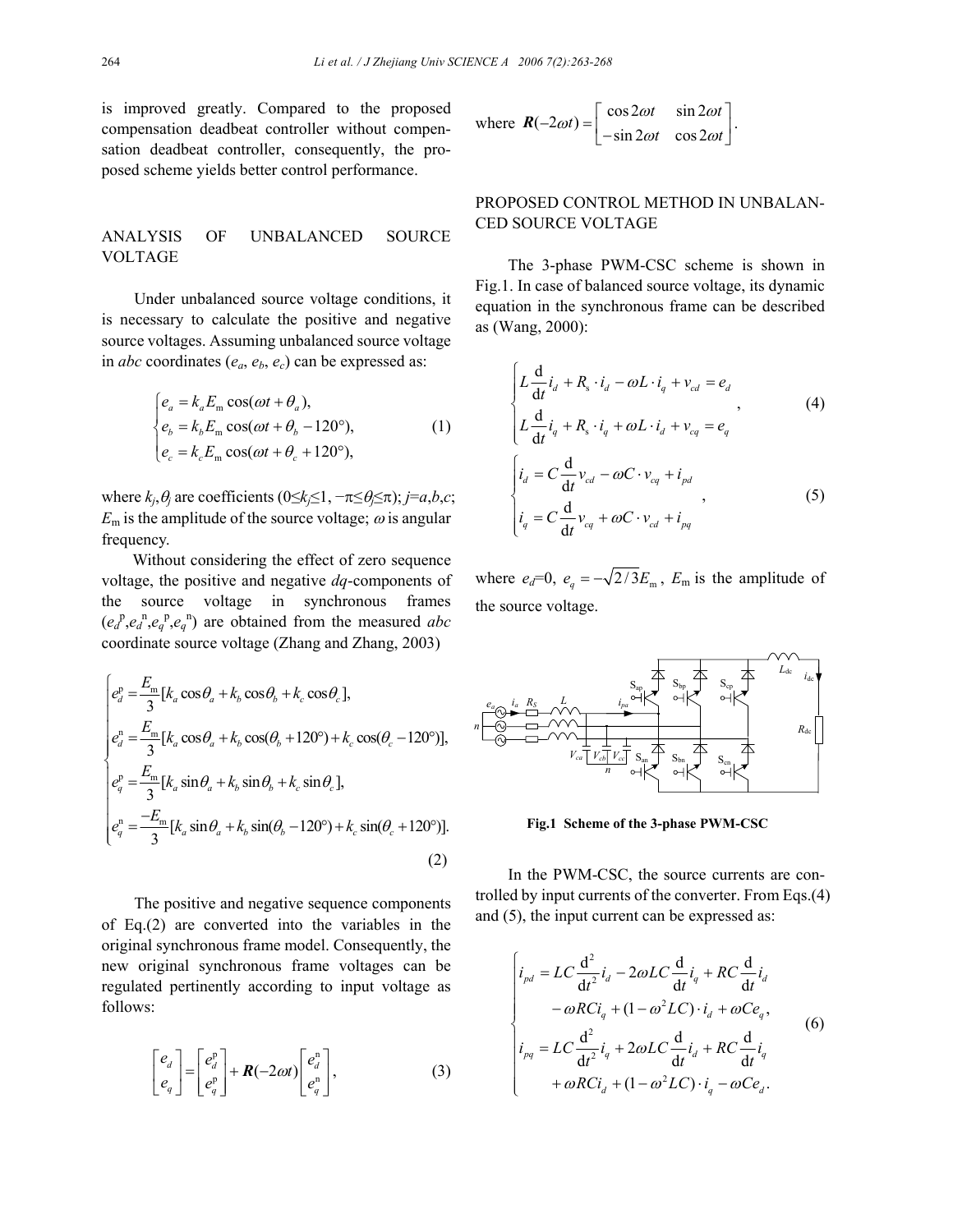is improved greatly. Compared to the proposed compensation deadbeat controller without compensation deadbeat controller, consequently, the proposed scheme yields better control performance.

## ANALYSIS OF UNBALANCED SOURCE VOLTAGE

Under unbalanced source voltage conditions, it is necessary to calculate the positive and negative source voltages. Assuming unbalanced source voltage in *abc* coordinates ($e_a$, $e_b$, $e_c$) can be expressed as:

$$\begin{cases} e_a = k_a E_{\rm m} \cos(\omega t + \theta_a), \\ e_b = k_b E_{\rm m} \cos(\omega t + \theta_b - 120°), \\ e_c = k_c E_{\rm m} \cos(\omega t + \theta_c + 120°), \end{cases} \tag{1}$$

where $k_j,\theta_j$ are coefficients ($0\le k_j\le 1$, $-\pi\le\theta_j\le\pi$); $j=a,b,c$; $E_{\rm m}$ is the amplitude of the source voltage; $\omega$ is angular frequency.

Without considering the effect of zero sequence voltage, the positive and negative *dq*-components of the source voltage in synchronous frames ($e_d^{\rm p},e_d^{\rm n},e_q^{\rm p},e_q^{\rm n}$) are obtained from the measured *abc* coordinate source voltage (Zhang and Zhang, 2003)

$$\begin{cases} e_d^{\rm p} = \dfrac{E_{\rm m}}{3}[k_a \cos\theta_a + k_b \cos\theta_b + k_c \cos\theta_c], \\ e_d^{\rm n} = \dfrac{E_{\rm m}}{3}[k_a \cos\theta_a + k_b \cos(\theta_b + 120°) + k_c \cos(\theta_c - 120°)], \\ e_q^{\rm p} = \dfrac{E_{\rm m}}{3}[k_a \sin\theta_a + k_b \sin\theta_b + k_c \sin\theta_c], \\ e_q^{\rm n} = \dfrac{-E_{\rm m}}{3}[k_a \sin\theta_a + k_b \sin(\theta_b - 120°) + k_c \sin(\theta_c + 120°)]. \end{cases} \tag{2}$$

The positive and negative sequence components of Eq.(2) are converted into the variables in the original synchronous frame model. Consequently, the new original synchronous frame voltages can be regulated pertinently according to input voltage as follows:

$$\begin{bmatrix} e_d \\ e_q \end{bmatrix} = \begin{bmatrix} e_d^{\rm p} \\ e_q^{\rm p} \end{bmatrix} + \boldsymbol{R}(-2\omega t)\begin{bmatrix} e_d^{\rm n} \\ e_q^{\rm n} \end{bmatrix}, \tag{3}$$

where $\boldsymbol{R}(-2\omega t) = \begin{bmatrix} \cos 2\omega t & \sin 2\omega t \\ -\sin 2\omega t & \cos 2\omega t \end{bmatrix}$.

## PROPOSED CONTROL METHOD IN UNBALANCED SOURCE VOLTAGE

The 3-phase PWM-CSC scheme is shown in Fig.1. In case of balanced source voltage, its dynamic equation in the synchronous frame can be described as (Wang, 2000):

$$\begin{cases} L\dfrac{\rm d}{{\rm d}t}i_d + R_{\rm s}\cdot i_d - \omega L\cdot i_q + v_{cd} = e_d \\ L\dfrac{\rm d}{{\rm d}t}i_q + R_{\rm s}\cdot i_q + \omega L\cdot i_d + v_{cq} = e_q \end{cases}, \tag{4}$$

$$\begin{cases} i_d = C\dfrac{\rm d}{{\rm d}t}v_{cd} - \omega C\cdot v_{cq} + i_{pd} \\ i_q = C\dfrac{\rm d}{{\rm d}t}v_{cq} + \omega C\cdot v_{cd} + i_{pq} \end{cases}, \tag{5}$$

where $e_d=0$, $e_q = -\sqrt{2/3}E_{\rm m}$, $E_{\rm m}$ is the amplitude of the source voltage.

**Fig.1 Scheme of the 3-phase PWM-CSC**

In the PWM-CSC, the source currents are controlled by input currents of the converter. From Eqs.(4) and (5), the input current can be expressed as:

$$\begin{cases} i_{pd} = LC\dfrac{{\rm d}^2}{{\rm d}t^2}i_d - 2\omega LC\dfrac{\rm d}{{\rm d}t}i_q + RC\dfrac{\rm d}{{\rm d}t}i_d \\ \qquad - \omega RCi_q + (1-\omega^2 LC)\cdot i_d + \omega Ce_q, \\ i_{pq} = LC\dfrac{{\rm d}^2}{{\rm d}t^2}i_q + 2\omega LC\dfrac{\rm d}{{\rm d}t}i_d + RC\dfrac{\rm d}{{\rm d}t}i_q \\ \qquad + \omega RCi_d + (1-\omega^2 LC)\cdot i_q - \omega Ce_d. \end{cases} \tag{6}$$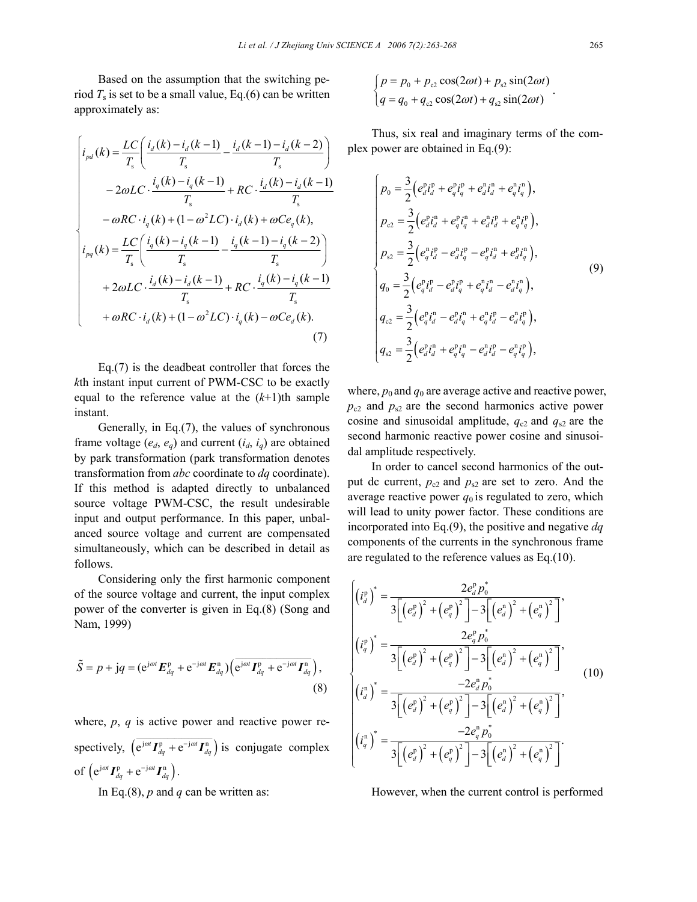Based on the assumption that the switching period $T_s$ is set to be a small value, Eq.(6) can be written approximately as:

$$
\begin{cases}
i_{pd}(k) = \dfrac{LC}{T_s}\left(\dfrac{i_d(k)-i_d(k-1)}{T_s} - \dfrac{i_d(k-1)-i_d(k-2)}{T_s}\right) \\
\quad -2\omega LC\cdot\dfrac{i_q(k)-i_q(k-1)}{T_s} + RC\cdot\dfrac{i_d(k)-i_d(k-1)}{T_s} \\
\quad -\omega RC\cdot i_q(k) + (1-\omega^2 LC)\cdot i_d(k) + \omega C e_q(k), \\
i_{pq}(k) = \dfrac{LC}{T_s}\left(\dfrac{i_q(k)-i_q(k-1)}{T_s} - \dfrac{i_q(k-1)-i_q(k-2)}{T_s}\right) \\
\quad +2\omega LC\cdot\dfrac{i_d(k)-i_d(k-1)}{T_s} + RC\cdot\dfrac{i_q(k)-i_q(k-1)}{T_s} \\
\quad +\omega RC\cdot i_d(k) + (1-\omega^2 LC)\cdot i_q(k) - \omega C e_d(k).
\end{cases}
\tag{7}
$$

Eq.(7) is the deadbeat controller that forces the $k$th instant input current of PWM-CSC to be exactly equal to the reference value at the ($k$+1)th sample instant.

Generally, in Eq.(7), the values of synchronous frame voltage ($e_d$, $e_q$) and current ($i_d$, $i_q$) are obtained by park transformation (park transformation denotes transformation from $abc$ coordinate to $dq$ coordinate). If this method is adapted directly to unbalanced source voltage PWM-CSC, the result undesirable input and output performance. In this paper, unbalanced source voltage and current are compensated simultaneously, which can be described in detail as follows.

Considering only the first harmonic component of the source voltage and current, the input complex power of the converter is given in Eq.(8) (Song and Nam, 1999)

$$
\tilde{S} = p + \mathrm{j}q = (\mathrm{e}^{\mathrm{j}\omega t}\boldsymbol{E}_{dq}^{\mathrm{p}} + \mathrm{e}^{-\mathrm{j}\omega t}\boldsymbol{E}_{dq}^{\mathrm{n}})\left(\overline{\mathrm{e}^{\mathrm{j}\omega t}\boldsymbol{I}_{dq}^{\mathrm{p}} + \mathrm{e}^{-\mathrm{j}\omega t}\boldsymbol{I}_{dq}^{\mathrm{n}}}\right),
\tag{8}
$$

where, $p$, $q$ is active power and reactive power respectively, $\left(\overline{\mathrm{e}^{\mathrm{j}\omega t}\boldsymbol{I}_{dq}^{\mathrm{p}} + \mathrm{e}^{-\mathrm{j}\omega t}\boldsymbol{I}_{dq}^{\mathrm{n}}}\right)$ is conjugate complex of $\left(\mathrm{e}^{\mathrm{j}\omega t}\boldsymbol{I}_{dq}^{\mathrm{p}} + \mathrm{e}^{-\mathrm{j}\omega t}\boldsymbol{I}_{dq}^{\mathrm{n}}\right)$.

In Eq.(8), $p$ and $q$ can be written as:

$$
\begin{cases}
p = p_0 + p_{c2}\cos(2\omega t) + p_{s2}\sin(2\omega t) \\
q = q_0 + q_{c2}\cos(2\omega t) + q_{s2}\sin(2\omega t)
\end{cases}.
$$

Thus, six real and imaginary terms of the complex power are obtained in Eq.(9):

$$
\begin{cases}
p_0 = \dfrac{3}{2}\left(e_d^{\mathrm{p}} i_d^{\mathrm{p}} + e_q^{\mathrm{p}} i_q^{\mathrm{p}} + e_d^{\mathrm{n}} i_d^{\mathrm{n}} + e_q^{\mathrm{n}} i_q^{\mathrm{n}}\right), \\
p_{c2} = \dfrac{3}{2}\left(e_d^{\mathrm{p}} i_d^{\mathrm{n}} + e_q^{\mathrm{p}} i_q^{\mathrm{n}} + e_d^{\mathrm{n}} i_d^{\mathrm{p}} + e_q^{\mathrm{n}} i_q^{\mathrm{p}}\right), \\
p_{s2} = \dfrac{3}{2}\left(e_q^{\mathrm{n}} i_d^{\mathrm{p}} - e_d^{\mathrm{n}} i_q^{\mathrm{p}} - e_q^{\mathrm{p}} i_d^{\mathrm{n}} + e_d^{\mathrm{p}} i_q^{\mathrm{n}}\right), \\
q_0 = \dfrac{3}{2}\left(e_q^{\mathrm{p}} i_d^{\mathrm{p}} - e_d^{\mathrm{p}} i_q^{\mathrm{p}} + e_q^{\mathrm{n}} i_d^{\mathrm{n}} - e_d^{\mathrm{n}} i_q^{\mathrm{n}}\right), \\
q_{c2} = \dfrac{3}{2}\left(e_q^{\mathrm{p}} i_d^{\mathrm{n}} - e_d^{\mathrm{p}} i_q^{\mathrm{n}} + e_q^{\mathrm{n}} i_d^{\mathrm{p}} - e_d^{\mathrm{n}} i_q^{\mathrm{p}}\right), \\
q_{s2} = \dfrac{3}{2}\left(e_d^{\mathrm{p}} i_d^{\mathrm{n}} + e_q^{\mathrm{p}} i_q^{\mathrm{n}} - e_d^{\mathrm{n}} i_d^{\mathrm{p}} - e_q^{\mathrm{n}} i_q^{\mathrm{p}}\right),
\end{cases}
\tag{9}
$$

where, $p_0$ and $q_0$ are average active and reactive power, $p_{c2}$ and $p_{s2}$ are the second harmonics active power cosine and sinusoidal amplitude, $q_{c2}$ and $q_{s2}$ are the second harmonic reactive power cosine and sinusoidal amplitude respectively.

In order to cancel second harmonics of the output dc current, $p_{c2}$ and $p_{s2}$ are set to zero. And the average reactive power $q_0$ is regulated to zero, which will lead to unity power factor. These conditions are incorporated into Eq.(9), the positive and negative $dq$ components of the currents in the synchronous frame are regulated to the reference values as Eq.(10).

$$
\begin{cases}
\left(i_d^{\mathrm{p}}\right)^* = \dfrac{2e_d^{\mathrm{p}} p_0^*}{3\left[\left(e_d^{\mathrm{p}}\right)^2 + \left(e_q^{\mathrm{p}}\right)^2\right] - 3\left[\left(e_d^{\mathrm{n}}\right)^2 + \left(e_q^{\mathrm{n}}\right)^2\right]}, \\
\left(i_q^{\mathrm{p}}\right)^* = \dfrac{2e_q^{\mathrm{p}} p_0^*}{3\left[\left(e_d^{\mathrm{p}}\right)^2 + \left(e_q^{\mathrm{p}}\right)^2\right] - 3\left[\left(e_d^{\mathrm{n}}\right)^2 + \left(e_q^{\mathrm{n}}\right)^2\right]}, \\
\left(i_d^{\mathrm{n}}\right)^* = \dfrac{-2e_d^{\mathrm{n}} p_0^*}{3\left[\left(e_d^{\mathrm{p}}\right)^2 + \left(e_q^{\mathrm{p}}\right)^2\right] - 3\left[\left(e_d^{\mathrm{n}}\right)^2 + \left(e_q^{\mathrm{n}}\right)^2\right]}, \\
\left(i_q^{\mathrm{n}}\right)^* = \dfrac{-2e_q^{\mathrm{n}} p_0^*}{3\left[\left(e_d^{\mathrm{p}}\right)^2 + \left(e_q^{\mathrm{p}}\right)^2\right] - 3\left[\left(e_d^{\mathrm{n}}\right)^2 + \left(e_q^{\mathrm{n}}\right)^2\right]}.
\end{cases}
\tag{10}
$$

However, when the current control is performed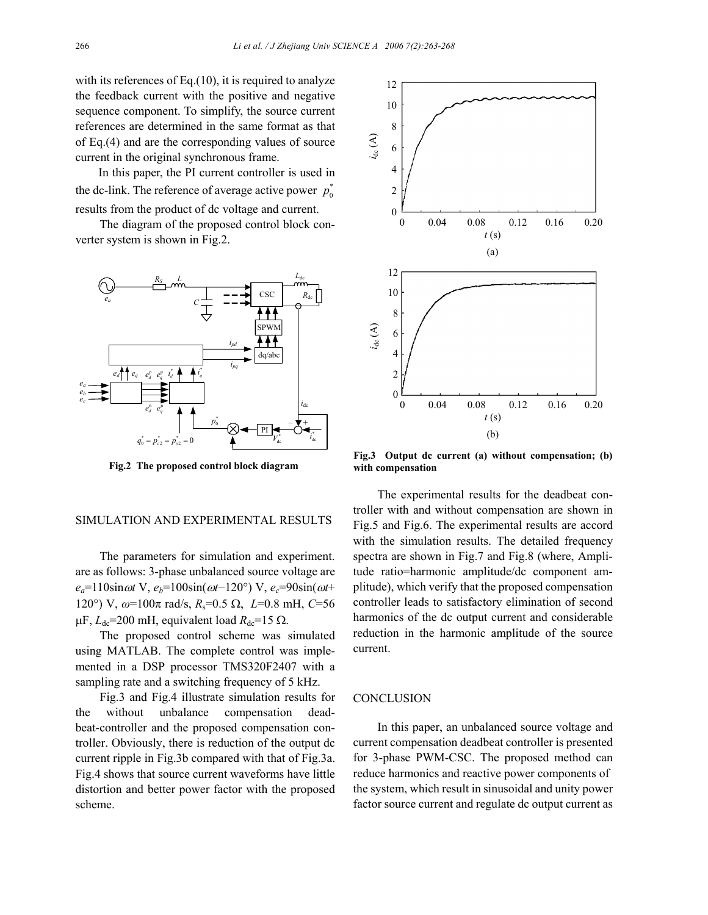with its references of Eq.(10), it is required to analyze the feedback current with the positive and negative sequence component. To simplify, the source current references are determined in the same format as that of Eq.(4) and are the corresponding values of source current in the original synchronous frame.

In this paper, the PI current controller is used in the dc-link. The reference of average active power $p_0^*$ results from the product of dc voltage and current.

The diagram of the proposed control block converter system is shown in Fig.2.

**Fig.2 The proposed control block diagram**

## SIMULATION AND EXPERIMENTAL RESULTS

The parameters for simulation and experiment. are as follows: 3-phase unbalanced source voltage are $e_a$=110sin$\omega t$ V, $e_b$=100sin($\omega t$−120°) V, $e_c$=90sin($\omega t$+120°) V, $\omega$=100π rad/s, $R_s$=0.5 Ω, $L$=0.8 mH, $C$=56 μF, $L_{dc}$=200 mH, equivalent load $R_{dc}$=15 Ω.

The proposed control scheme was simulated using MATLAB. The complete control was implemented in a DSP processor TMS320F2407 with a sampling rate and a switching frequency of 5 kHz.

Fig.3 and Fig.4 illustrate simulation results for the without unbalance compensation deadbeat-controller and the proposed compensation controller. Obviously, there is reduction of the output dc current ripple in Fig.3b compared with that of Fig.3a. Fig.4 shows that source current waveforms have little distortion and better power factor with the proposed scheme.

**Fig.3 Output dc current (a) without compensation; (b) with compensation**

The experimental results for the deadbeat controller with and without compensation are shown in Fig.5 and Fig.6. The experimental results are accord with the simulation results. The detailed frequency spectra are shown in Fig.7 and Fig.8 (where, Amplitude ratio=harmonic amplitude/dc component amplitude), which verify that the proposed compensation controller leads to satisfactory elimination of second harmonics of the dc output current and considerable reduction in the harmonic amplitude of the source current.

## CONCLUSION

In this paper, an unbalanced source voltage and current compensation deadbeat controller is presented for 3-phase PWM-CSC. The proposed method can reduce harmonics and reactive power components of the system, which result in sinusoidal and unity power factor source current and regulate dc output current as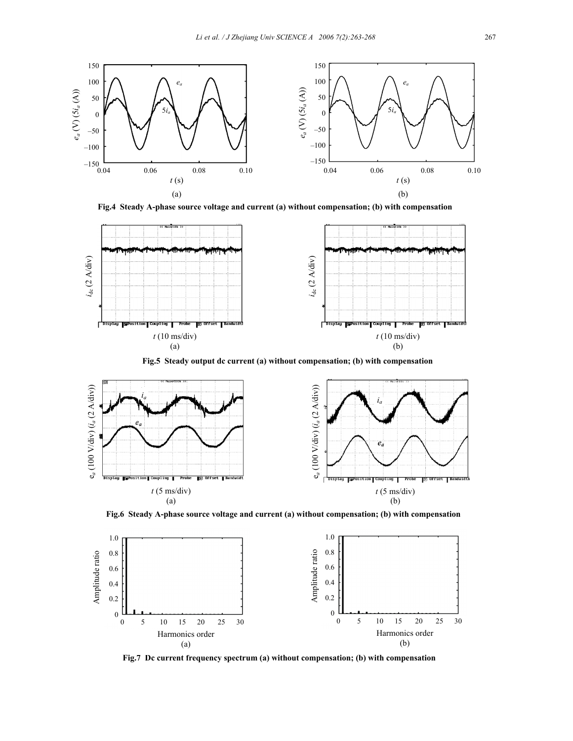**Fig.4 Steady A-phase source voltage and current (a) without compensation; (b) with compensation**

**Fig.5 Steady output dc current (a) without compensation; (b) with compensation**

**Fig.6 Steady A-phase source voltage and current (a) without compensation; (b) with compensation**

**Fig.7 Dc current frequency spectrum (a) without compensation; (b) with compensation**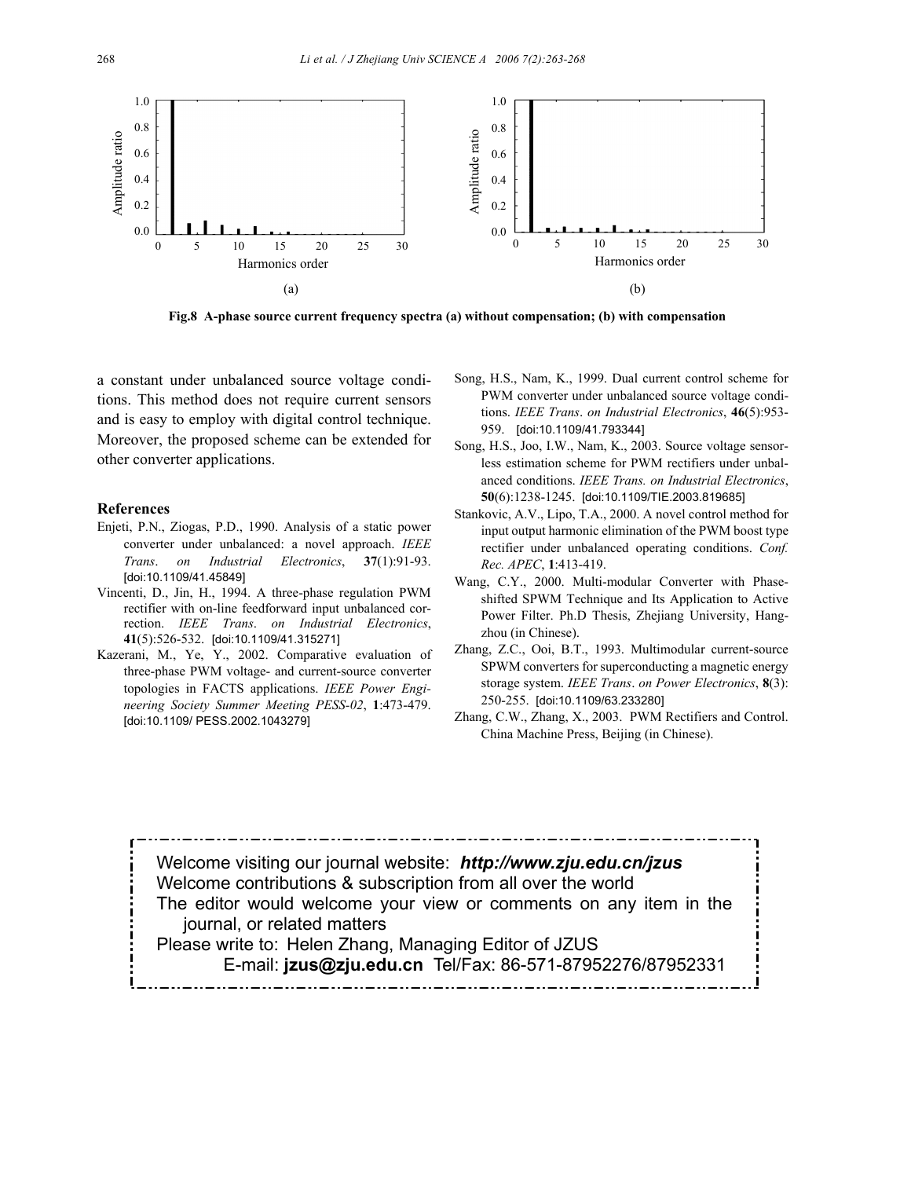1.0
0.8
0.6
0.4
0.2
0.0
Amplitude ratio
0 5 10 15 20 25 30
Harmonics order
(a)

1.0
0.8
0.6
0.4
0.2
0.0
Amplitude ratio
0 5 10 15 20 25 30
Harmonics order
(b)

**Fig.8 A-phase source current frequency spectra (a) without compensation; (b) with compensation**

a constant under unbalanced source voltage conditions. This method does not require current sensors and is easy to employ with digital control technique. Moreover, the proposed scheme can be extended for other converter applications.

## References

Enjeti, P.N., Ziogas, P.D., 1990. Analysis of a static power converter under unbalanced: a novel approach. *IEEE Trans. on Industrial Electronics*, **37**(1):91-93. [doi:10.1109/41.45849]

Vincenti, D., Jin, H., 1994. A three-phase regulation PWM rectifier with on-line feedforward input unbalanced correction. *IEEE Trans. on Industrial Electronics*, **41**(5):526-532. [doi:10.1109/41.315271]

Kazerani, M., Ye, Y., 2002. Comparative evaluation of three-phase PWM voltage- and current-source converter topologies in FACTS applications. *IEEE Power Engineering Society Summer Meeting PESS-02*, **1**:473-479. [doi:10.1109/ PESS.2002.1043279]

Song, H.S., Nam, K., 1999. Dual current control scheme for PWM converter under unbalanced source voltage conditions. *IEEE Trans. on Industrial Electronics*, **46**(5):953-959. [doi:10.1109/41.793344]

Song, H.S., Joo, I.W., Nam, K., 2003. Source voltage sensorless estimation scheme for PWM rectifiers under unbalanced conditions. *IEEE Trans. on Industrial Electronics*, **50**(6):1238-1245. [doi:10.1109/TIE.2003.819685]

Stankovic, A.V., Lipo, T.A., 2000. A novel control method for input output harmonic elimination of the PWM boost type rectifier under unbalanced operating conditions. *Conf. Rec. APEC*, **1**:413-419.

Wang, C.Y., 2000. Multi-modular Converter with Phase-shifted SPWM Technique and Its Application to Active Power Filter. Ph.D Thesis, Zhejiang University, Hangzhou (in Chinese).

Zhang, Z.C., Ooi, B.T., 1993. Multimodular current-source SPWM converters for superconducting a magnetic energy storage system. *IEEE Trans. on Power Electronics*, **8**(3): 250-255. [doi:10.1109/63.233280]

Zhang, C.W., Zhang, X., 2003. PWM Rectifiers and Control. China Machine Press, Beijing (in Chinese).

Welcome visiting our journal website: ***http://www.zju.edu.cn/jzus***
Welcome contributions & subscription from all over the world
The editor would welcome your view or comments on any item in the journal, or related matters
Please write to: Helen Zhang, Managing Editor of JZUS
E-mail: **jzus@zju.edu.cn** Tel/Fax: 86-571-87952276/87952331